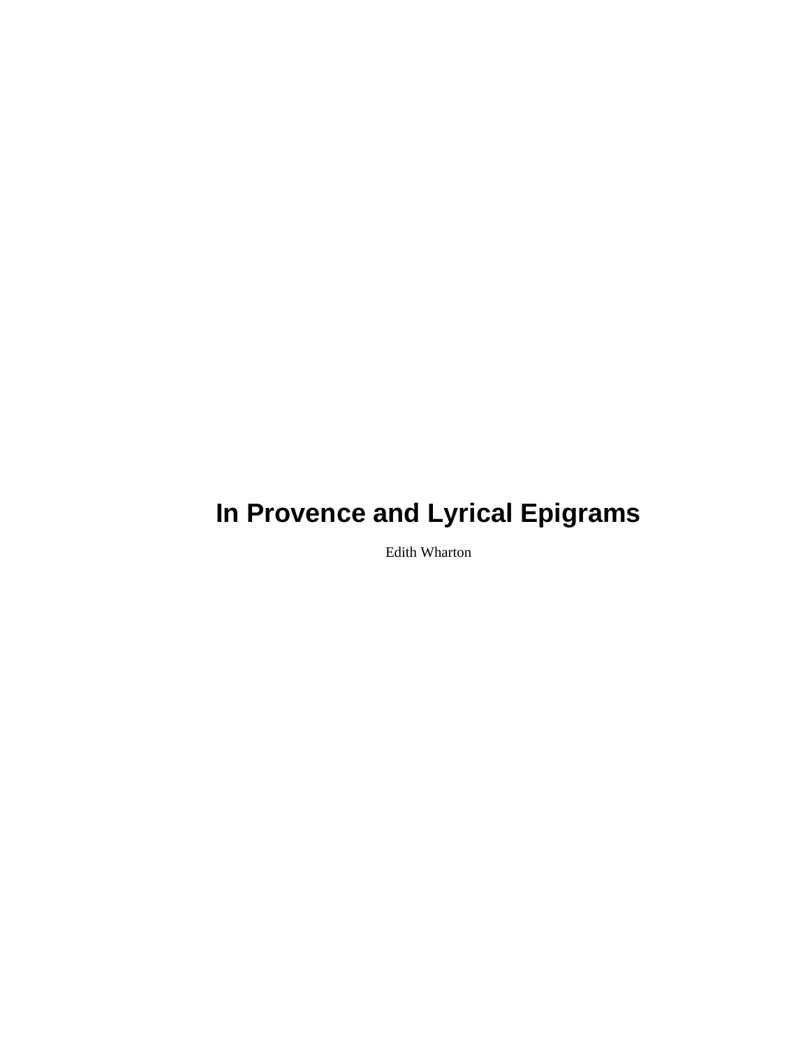# In Provence and Lyrical Epigrams

Edith Wharton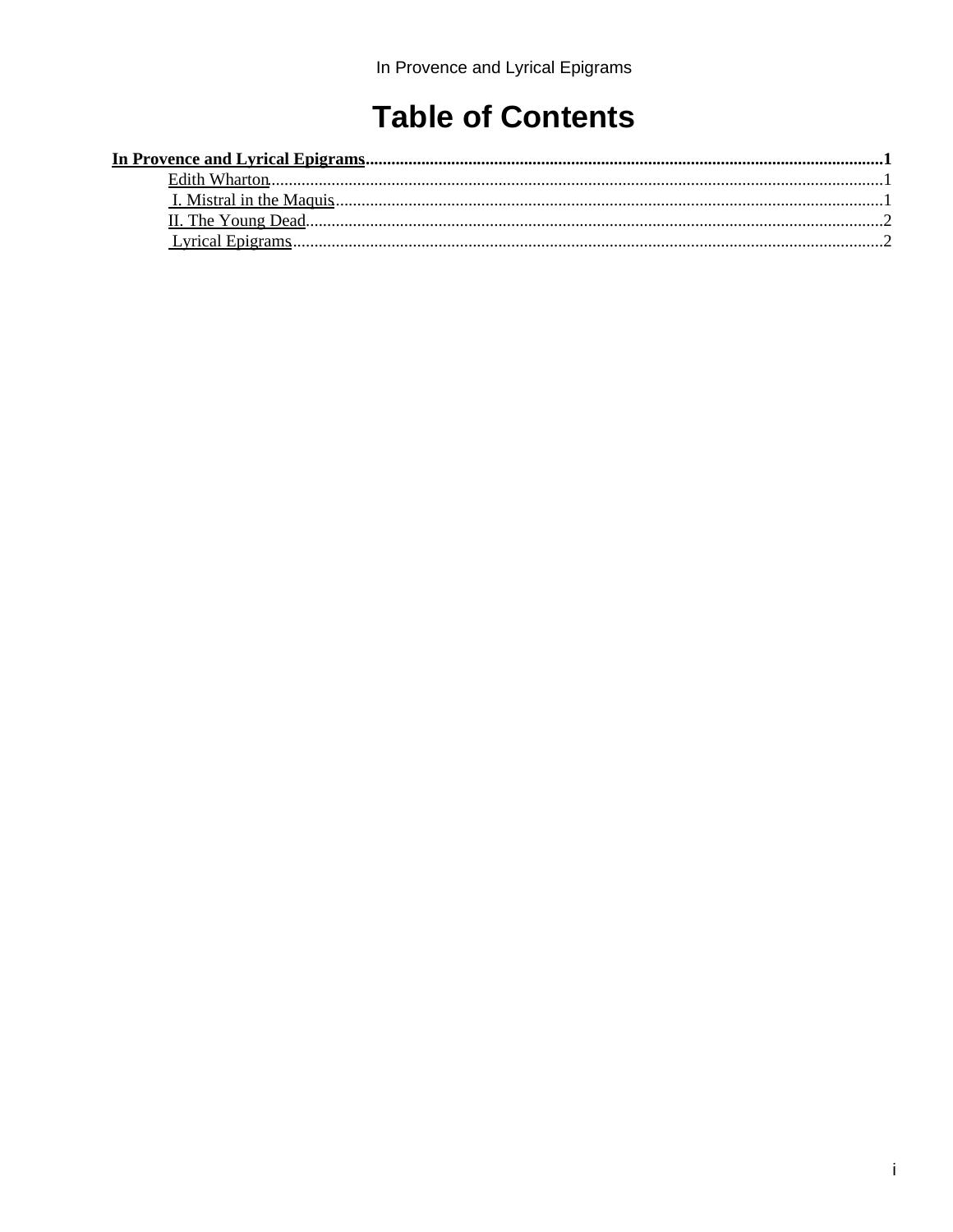# Table of Contents

**In Provence and Lyrical Epigrams**......1

- Edith Wharton......1
- I. Mistral in the Maquis......1
- II. The Young Dead......2
- Lyrical Epigrams......2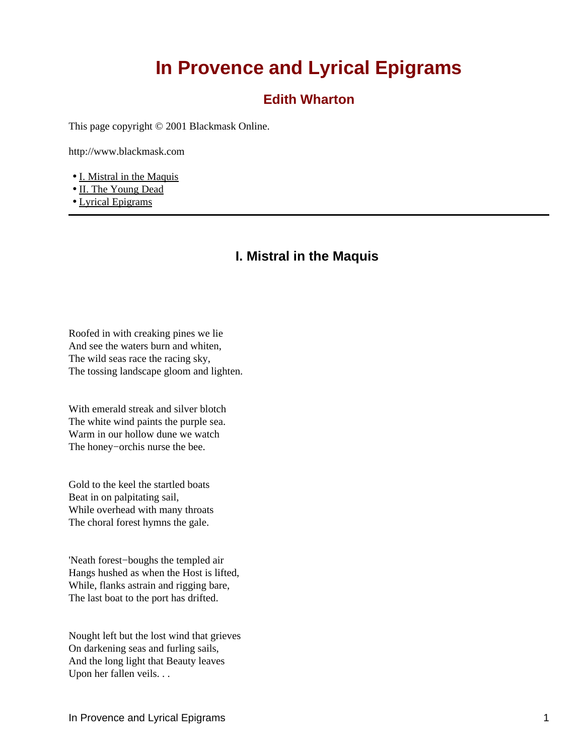# In Provence and Lyrical Epigrams

## Edith Wharton

This page copyright © 2001 Blackmask Online.

http://www.blackmask.com

- I. Mistral in the Maquis
- II. The Young Dead
- Lyrical Epigrams

---

### I. Mistral in the Maquis

Roofed in with creaking pines we lie
And see the waters burn and whiten,
The wild seas race the racing sky,
The tossing landscape gloom and lighten.

With emerald streak and silver blotch
The white wind paints the purple sea.
Warm in our hollow dune we watch
The honey−orchis nurse the bee.

Gold to the keel the startled boats
Beat in on palpitating sail,
While overhead with many throats
The choral forest hymns the gale.

'Neath forest−boughs the templed air
Hangs hushed as when the Host is lifted,
While, flanks astrain and rigging bare,
The last boat to the port has drifted.

Nought left but the lost wind that grieves
On darkening seas and furling sails,
And the long light that Beauty leaves
Upon her fallen veils. . .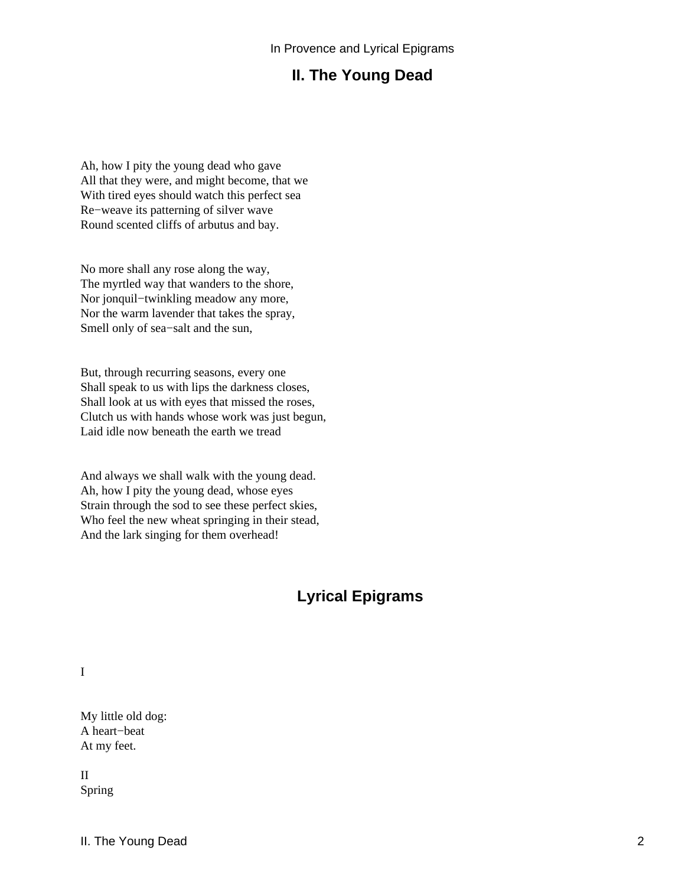## II. The Young Dead

Ah, how I pity the young dead who gave
All that they were, and might become, that we
With tired eyes should watch this perfect sea
Re−weave its patterning of silver wave
Round scented cliffs of arbutus and bay.

No more shall any rose along the way,
The myrtled way that wanders to the shore,
Nor jonquil−twinkling meadow any more,
Nor the warm lavender that takes the spray,
Smell only of sea−salt and the sun,

But, through recurring seasons, every one
Shall speak to us with lips the darkness closes,
Shall look at us with eyes that missed the roses,
Clutch us with hands whose work was just begun,
Laid idle now beneath the earth we tread

And always we shall walk with the young dead.
Ah, how I pity the young dead, whose eyes
Strain through the sod to see these perfect skies,
Who feel the new wheat springing in their stead,
And the lark singing for them overhead!

## Lyrical Epigrams

I

My little old dog:
A heart−beat
At my feet.

II
Spring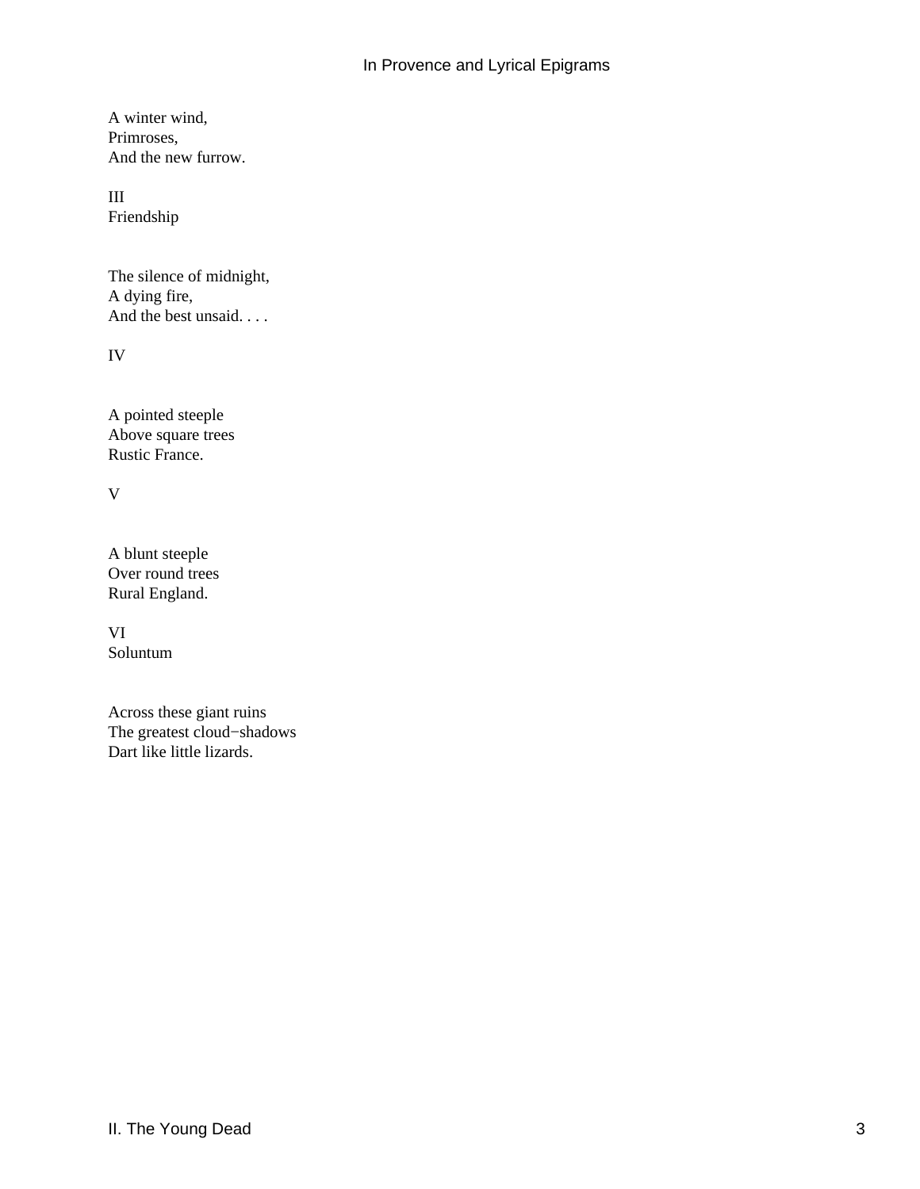A winter wind,
Primroses,
And the new furrow.

III
Friendship

The silence of midnight,
A dying fire,
And the best unsaid. . . .

IV

A pointed steeple
Above square trees
Rustic France.

V

A blunt steeple
Over round trees
Rural England.

VI
Soluntum

Across these giant ruins
The greatest cloud−shadows
Dart like little lizards.